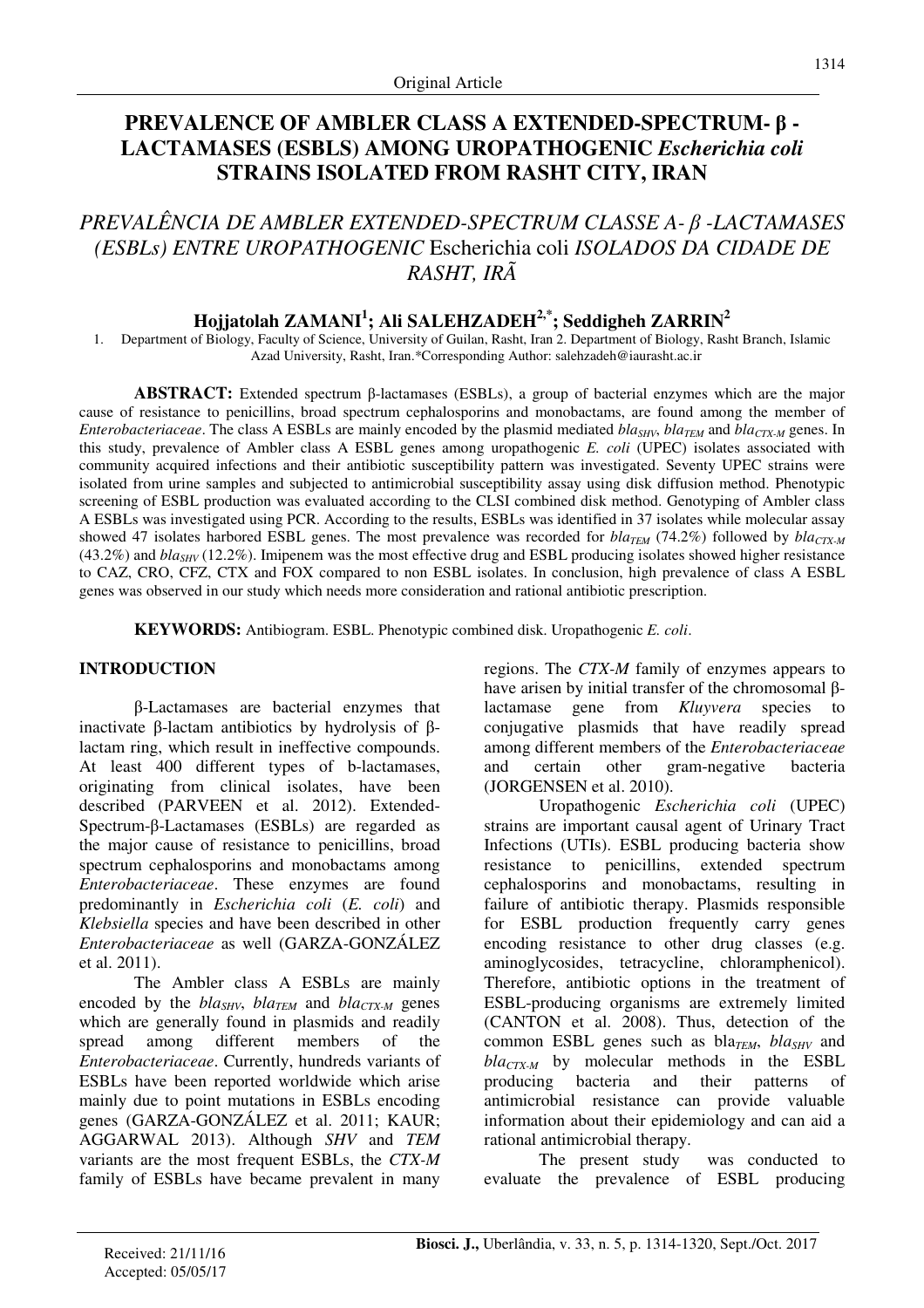Original Article

# PREVALENCE OF AMBLER CLASS A EXTENDED-SPECTRUM- β - LACTAMASES (ESBLS) AMONG UROPATHOGENIC *Escherichia coli* STRAINS ISOLATED FROM RASHT CITY, IRAN

## *PREVALÊNCIA DE AMBLER EXTENDED-SPECTRUM CLASSE A- β -LACTAMASES (ESBLs) ENTRE UROPATHOGENIC* Escherichia coli *ISOLADOS DA CIDADE DE RASHT, IRÃ*

**Hojjatolah ZAMANI[1]; Ali SALEHZADEH[2,*]; Seddigheh ZARRIN[2]**

1. Department of Biology, Faculty of Science, University of Guilan, Rasht, Iran 2. Department of Biology, Rasht Branch, Islamic Azad University, Rasht, Iran.*Corresponding Author: salehzadeh@iaurasht.ac.ir

**ABSTRACT:** Extended spectrum β-lactamases (ESBLs), a group of bacterial enzymes which are the major cause of resistance to penicillins, broad spectrum cephalosporins and monobactams, are found among the member of *Enterobacteriaceae*. The class A ESBLs are mainly encoded by the plasmid mediated $bla_{SHV}$, $bla_{TEM}$ and $bla_{CTX\text{-}M}$ genes. In this study, prevalence of Ambler class A ESBL genes among uropathogenic *E. coli* (UPEC) isolates associated with community acquired infections and their antibiotic susceptibility pattern was investigated. Seventy UPEC strains were isolated from urine samples and subjected to antimicrobial susceptibility assay using disk diffusion method. Phenotypic screening of ESBL production was evaluated according to the CLSI combined disk method. Genotyping of Ambler class A ESBLs was investigated using PCR. According to the results, ESBLs was identified in 37 isolates while molecular assay showed 47 isolates harbored ESBL genes. The most prevalence was recorded for $bla_{TEM}$ (74.2%) followed by $bla_{CTX\text{-}M}$ (43.2%) and $bla_{SHV}$ (12.2%). Imipenem was the most effective drug and ESBL producing isolates showed higher resistance to CAZ, CRO, CFZ, CTX and FOX compared to non ESBL isolates. In conclusion, high prevalence of class A ESBL genes was observed in our study which needs more consideration and rational antibiotic prescription.

**KEYWORDS:** Antibiogram. ESBL. Phenotypic combined disk. Uropathogenic *E. coli*.

## INTRODUCTION

β-Lactamases are bacterial enzymes that inactivate β-lactam antibiotics by hydrolysis of β-lactam ring, which result in ineffective compounds. At least 400 different types of b-lactamases, originating from clinical isolates, have been described (PARVEEN et al. 2012). Extended-Spectrum-β-Lactamases (ESBLs) are regarded as the major cause of resistance to penicillins, broad spectrum cephalosporins and monobactams among *Enterobacteriaceae*. These enzymes are found predominantly in *Escherichia coli* (*E. coli*) and *Klebsiella* species and have been described in other *Enterobacteriaceae* as well (GARZA-GONZÁLEZ et al. 2011).

The Ambler class A ESBLs are mainly encoded by the $bla_{SHV}$, $bla_{TEM}$ and $bla_{CTX\text{-}M}$ genes which are generally found in plasmids and readily spread among different members of the *Enterobacteriaceae*. Currently, hundreds variants of ESBLs have been reported worldwide which arise mainly due to point mutations in ESBLs encoding genes (GARZA-GONZÁLEZ et al. 2011; KAUR; AGGARWAL 2013). Although *SHV* and *TEM* variants are the most frequent ESBLs, the *CTX-M* family of ESBLs have became prevalent in many regions. The *CTX-M* family of enzymes appears to have arisen by initial transfer of the chromosomal β-lactamase gene from *Kluyvera* species to conjugative plasmids that have readily spread among different members of the *Enterobacteriaceae* and certain other gram-negative bacteria (JORGENSEN et al. 2010).

Uropathogenic *Escherichia coli* (UPEC) strains are important causal agent of Urinary Tract Infections (UTIs). ESBL producing bacteria show resistance to penicillins, extended spectrum cephalosporins and monobactams, resulting in failure of antibiotic therapy. Plasmids responsible for ESBL production frequently carry genes encoding resistance to other drug classes (e.g. aminoglycosides, tetracycline, chloramphenicol). Therefore, antibiotic options in the treatment of ESBL-producing organisms are extremely limited (CANTON et al. 2008). Thus, detection of the common ESBL genes such as $bla_{TEM}$, $bla_{SHV}$ and $bla_{CTX\text{-}M}$ by molecular methods in the ESBL producing bacteria and their patterns of antimicrobial resistance can provide valuable information about their epidemiology and can aid a rational antimicrobial therapy.

The present study was conducted to evaluate the prevalence of ESBL producing

Received: 21/11/16
Accepted: 05/05/17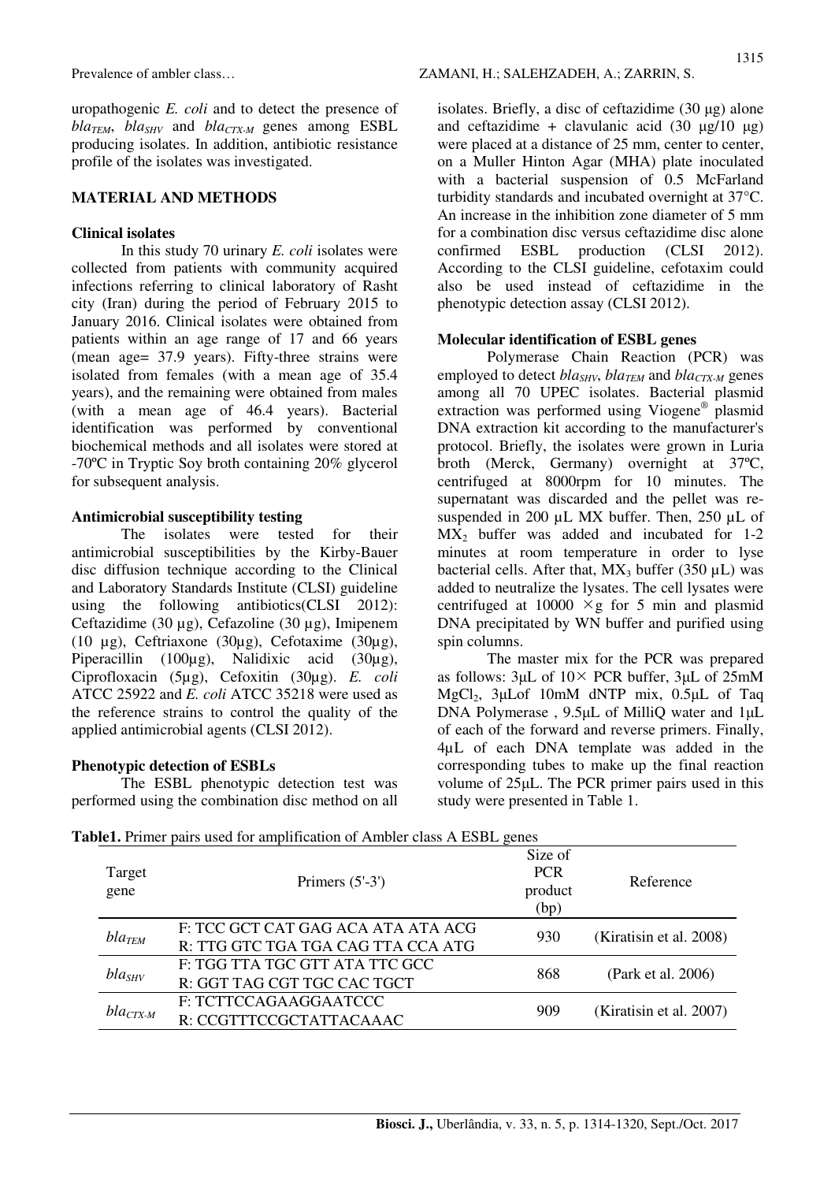uropathogenic *E. coli* and to detect the presence of $bla_{TEM}$, $bla_{SHV}$ and $bla_{CTX\text{-}M}$ genes among ESBL producing isolates. In addition, antibiotic resistance profile of the isolates was investigated.

## MATERIAL AND METHODS

### Clinical isolates

In this study 70 urinary *E. coli* isolates were collected from patients with community acquired infections referring to clinical laboratory of Rasht city (Iran) during the period of February 2015 to January 2016. Clinical isolates were obtained from patients within an age range of 17 and 66 years (mean age= 37.9 years). Fifty-three strains were isolated from females (with a mean age of 35.4 years), and the remaining were obtained from males (with a mean age of 46.4 years). Bacterial identification was performed by conventional biochemical methods and all isolates were stored at -70ºC in Tryptic Soy broth containing 20% glycerol for subsequent analysis.

### Antimicrobial susceptibility testing

The isolates were tested for their antimicrobial susceptibilities by the Kirby-Bauer disc diffusion technique according to the Clinical and Laboratory Standards Institute (CLSI) guideline using the following antibiotics(CLSI 2012): Ceftazidime (30 µg), Cefazoline (30 µg), Imipenem (10 µg), Ceftriaxone (30µg), Cefotaxime (30µg), Piperacillin (100µg), Nalidixic acid (30µg), Ciprofloxacin (5µg), Cefoxitin (30µg). *E. coli* ATCC 25922 and *E. coli* ATCC 35218 were used as the reference strains to control the quality of the applied antimicrobial agents (CLSI 2012).

### Phenotypic detection of ESBLs

The ESBL phenotypic detection test was performed using the combination disc method on all isolates. Briefly, a disc of ceftazidime (30 µg) alone and ceftazidime + clavulanic acid (30 µg/10 µg) were placed at a distance of 25 mm, center to center, on a Muller Hinton Agar (MHA) plate inoculated with a bacterial suspension of 0.5 McFarland turbidity standards and incubated overnight at 37°C. An increase in the inhibition zone diameter of 5 mm for a combination disc versus ceftazidime disc alone confirmed ESBL production (CLSI 2012). According to the CLSI guideline, cefotaxim could also be used instead of ceftazidime in the phenotypic detection assay (CLSI 2012).

### Molecular identification of ESBL genes

Polymerase Chain Reaction (PCR) was employed to detect $bla_{SHV}$, $bla_{TEM}$ and $bla_{CTX\text{-}M}$ genes among all 70 UPEC isolates. Bacterial plasmid extraction was performed using Viogene® plasmid DNA extraction kit according to the manufacturer's protocol. Briefly, the isolates were grown in Luria broth (Merck, Germany) overnight at 37ºC, centrifuged at 8000rpm for 10 minutes. The supernatant was discarded and the pellet was re-suspended in 200 µL MX buffer. Then, 250 µL of $MX_2$ buffer was added and incubated for 1-2 minutes at room temperature in order to lyse bacterial cells. After that, $MX_3$ buffer (350 µL) was added to neutralize the lysates. The cell lysates were centrifuged at 10000 ×g for 5 min and plasmid DNA precipitated by WN buffer and purified using spin columns.

The master mix for the PCR was prepared as follows: 3µL of 10× PCR buffer, 3µL of 25mM $MgCl_2$, 3µLof 10mM dNTP mix, 0.5µL of Taq DNA Polymerase , 9.5µL of MilliQ water and 1µL of each of the forward and reverse primers. Finally, 4µL of each DNA template was added in the corresponding tubes to make up the final reaction volume of 25µL. The PCR primer pairs used in this study were presented in Table 1.

**Table1.** Primer pairs used for amplification of Ambler class A ESBL genes

| Target gene | Primers (5'-3') | Size of PCR product (bp) | Reference |
|---|---|---|---|
| $bla_{TEM}$ | F: TCC GCT CAT GAG ACA ATA ATA ACG<br>R: TTG GTC TGA TGA CAG TTA CCA ATG | 930 | (Kiratisin et al. 2008) |
| $bla_{SHV}$ | F: TGG TTA TGC GTT ATA TTC GCC<br>R: GGT TAG CGT TGC CAC TGCT | 868 | (Park et al. 2006) |
| $bla_{CTX\text{-}M}$ | F: TCTTCCAGAAGGAATCCC<br>R: CCGTTTCCGCTATTACAAAC | 909 | (Kiratisin et al. 2007) |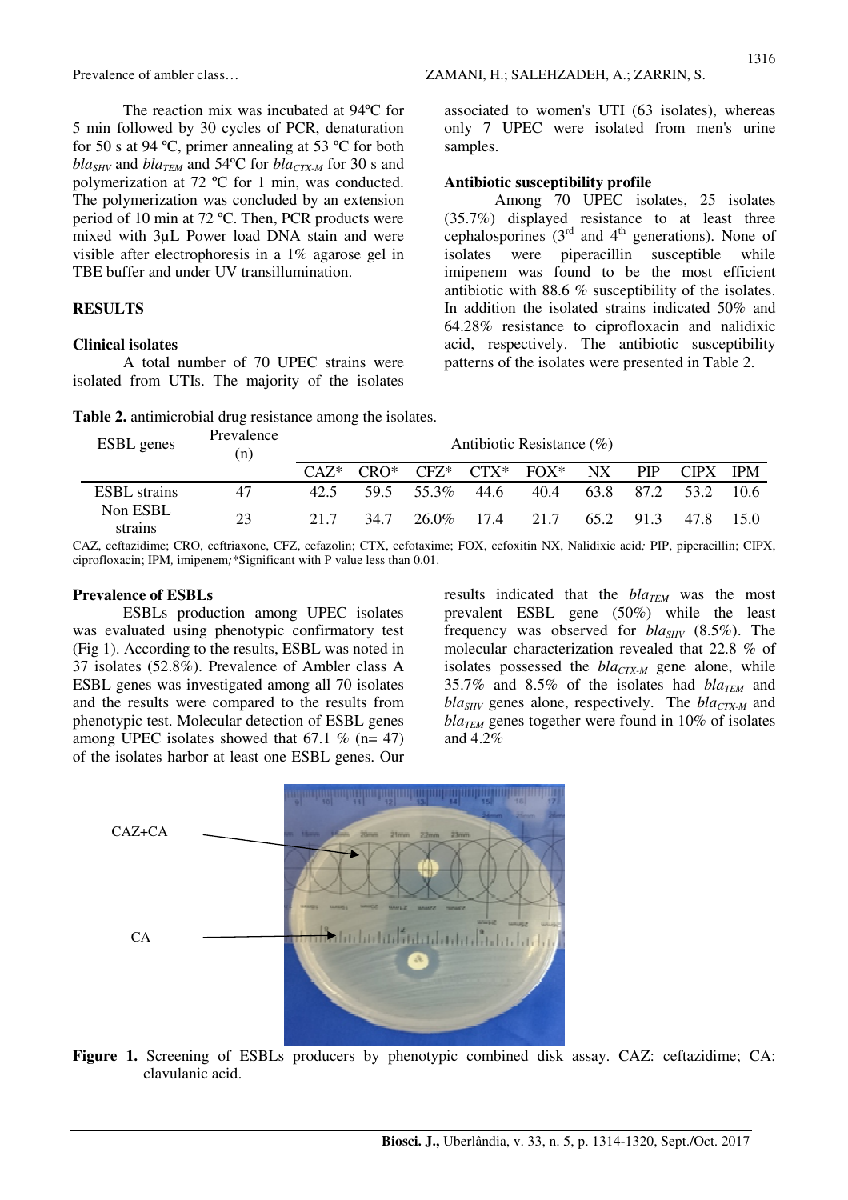The reaction mix was incubated at 94ºC for 5 min followed by 30 cycles of PCR, denaturation for 50 s at 94 ºC, primer annealing at 53 ºC for both $bla_{SHV}$ and $bla_{TEM}$ and 54ºC for $bla_{CTX\text{-}M}$ for 30 s and polymerization at 72 ºC for 1 min, was conducted. The polymerization was concluded by an extension period of 10 min at 72 ºC. Then, PCR products were mixed with 3µL Power load DNA stain and were visible after electrophoresis in a 1% agarose gel in TBE buffer and under UV transillumination.

## RESULTS

### Clinical isolates

A total number of 70 UPEC strains were isolated from UTIs. The majority of the isolates associated to women's UTI (63 isolates), whereas only 7 UPEC were isolated from men's urine samples.

### Antibiotic susceptibility profile

Among 70 UPEC isolates, 25 isolates (35.7%) displayed resistance to at least three cephalosporines (3[rd] and 4[th] generations). None of isolates were piperacillin susceptible while imipenem was found to be the most efficient antibiotic with 88.6 % susceptibility of the isolates. In addition the isolated strains indicated 50% and 64.28% resistance to ciprofloxacin and nalidixic acid, respectively. The antibiotic susceptibility patterns of the isolates were presented in Table 2.

**Table 2.** antimicrobial drug resistance among the isolates.

| ESBL genes | Prevalence (n) | Antibiotic Resistance (%) | | | | | | | | |
|---|---|---|---|---|---|---|---|---|---|---|
| | | CAZ* | CRO* | CFZ* | CTX* | FOX* | NX | PIP | CIPX | IPM |
| ESBL strains | 47 | 42.5 | 59.5 | 55.3% | 44.6 | 40.4 | 63.8 | 87.2 | 53.2 | 10.6 |
| Non ESBL strains | 23 | 21.7 | 34.7 | 26.0% | 17.4 | 21.7 | 65.2 | 91.3 | 47.8 | 15.0 |

CAZ, ceftazidime; CRO, ceftriaxone, CFZ, cefazolin; CTX, cefotaxime; FOX, cefoxitin NX, Nalidixic acid; PIP, piperacillin; CIPX, ciprofloxacin; IPM, imipenem;*Significant with P value less than 0.01.

### Prevalence of ESBLs

ESBLs production among UPEC isolates was evaluated using phenotypic confirmatory test (Fig 1). According to the results, ESBL was noted in 37 isolates (52.8%). Prevalence of Ambler class A ESBL genes was investigated among all 70 isolates and the results were compared to the results from phenotypic test. Molecular detection of ESBL genes among UPEC isolates showed that 67.1 % (n= 47) of the isolates harbor at least one ESBL genes. Our results indicated that the $bla_{TEM}$ was the most prevalent ESBL gene (50%) while the least frequency was observed for $bla_{SHV}$ (8.5%). The molecular characterization revealed that 22.8 % of isolates possessed the $bla_{CTX\text{-}M}$ gene alone, while 35.7% and 8.5% of the isolates had $bla_{TEM}$ and $bla_{SHV}$ genes alone, respectively. The $bla_{CTX\text{-}M}$ and $bla_{TEM}$ genes together were found in 10% of isolates and 4.2%

CAZ+CA

CA

**Figure 1.** Screening of ESBLs producers by phenotypic combined disk assay. CAZ: ceftazidime; CA: clavulanic acid.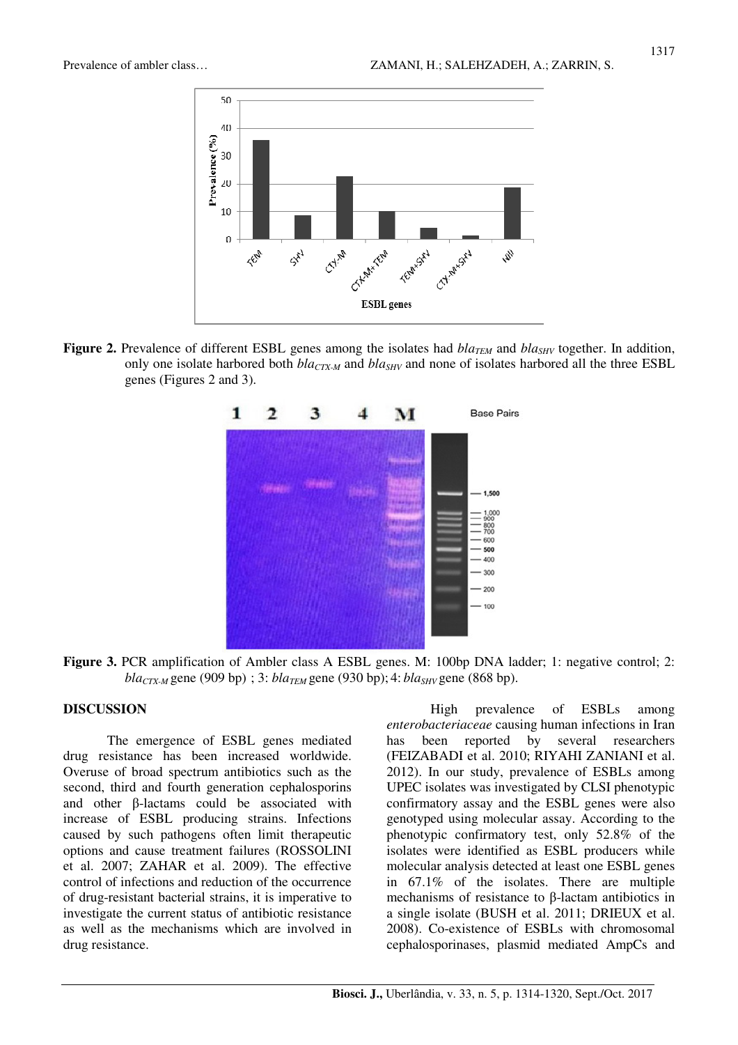**Figure 2.** Prevalence of different ESBL genes among the isolates had *bla*$_{TEM}$ and *bla*$_{SHV}$ together. In addition, only one isolate harbored both *bla*$_{CTX-M}$ and *bla*$_{SHV}$ and none of isolates harbored all the three ESBL genes (Figures 2 and 3).

**Figure 3.** PCR amplification of Ambler class A ESBL genes. M: 100bp DNA ladder; 1: negative control; 2: *bla*$_{CTX-M}$ gene (909 bp) ; 3: *bla*$_{TEM}$ gene (930 bp); 4: *bla*$_{SHV}$ gene (868 bp).

## DISCUSSION

The emergence of ESBL genes mediated drug resistance has been increased worldwide. Overuse of broad spectrum antibiotics such as the second, third and fourth generation cephalosporins and other β-lactams could be associated with increase of ESBL producing strains. Infections caused by such pathogens often limit therapeutic options and cause treatment failures (ROSSOLINI et al. 2007; ZAHAR et al. 2009). The effective control of infections and reduction of the occurrence of drug-resistant bacterial strains, it is imperative to investigate the current status of antibiotic resistance as well as the mechanisms which are involved in drug resistance.

High prevalence of ESBLs among *enterobacteriaceae* causing human infections in Iran has been reported by several researchers (FEIZABADI et al. 2010; RIYAHI ZANIANI et al. 2012). In our study, prevalence of ESBLs among UPEC isolates was investigated by CLSI phenotypic confirmatory assay and the ESBL genes were also genotyped using molecular assay. According to the phenotypic confirmatory test, only 52.8% of the isolates were identified as ESBL producers while molecular analysis detected at least one ESBL genes in 67.1% of the isolates. There are multiple mechanisms of resistance to β-lactam antibiotics in a single isolate (BUSH et al. 2011; DRIEUX et al. 2008). Co-existence of ESBLs with chromosomal cephalosporinases, plasmid mediated AmpCs and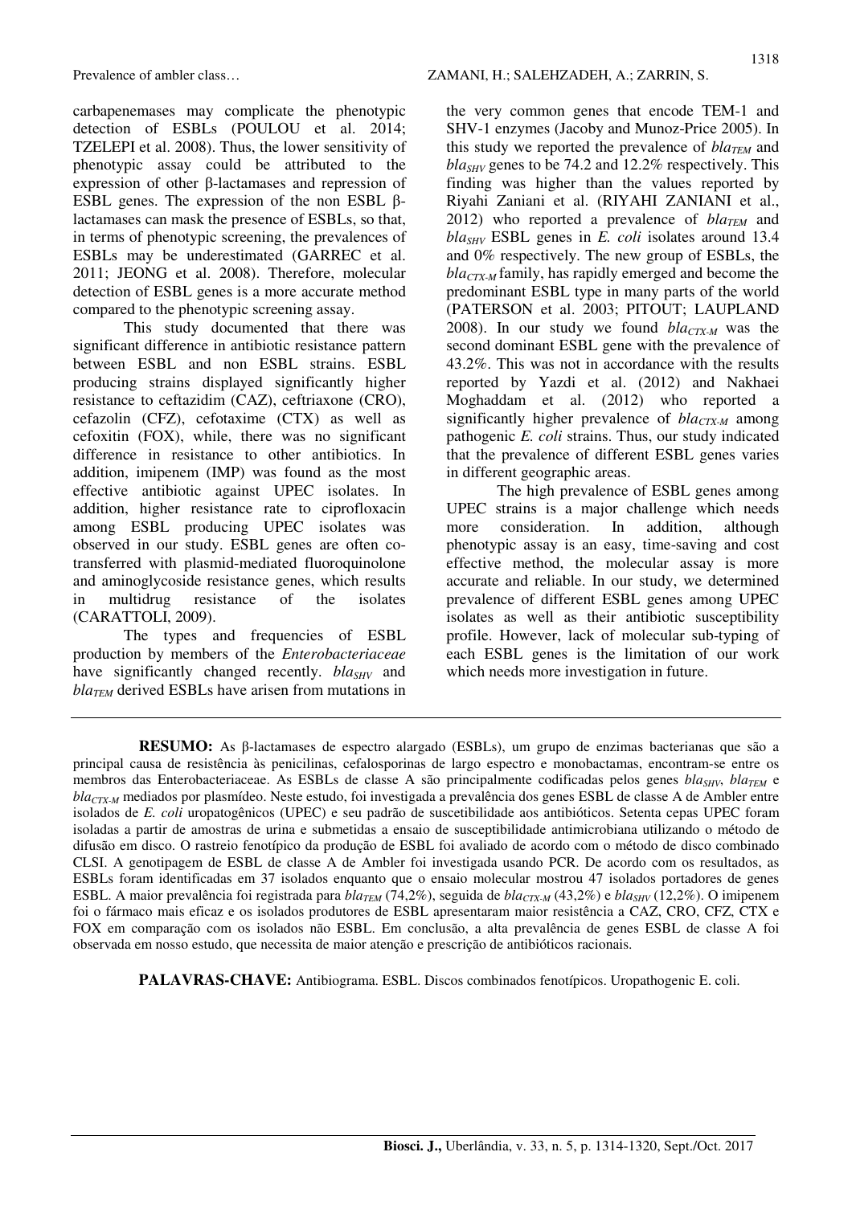carbapenemases may complicate the phenotypic detection of ESBLs (POULOU et al. 2014; TZELEPI et al. 2008). Thus, the lower sensitivity of phenotypic assay could be attributed to the expression of other β-lactamases and repression of ESBL genes. The expression of the non ESBL β-lactamases can mask the presence of ESBLs, so that, in terms of phenotypic screening, the prevalences of ESBLs may be underestimated (GARREC et al. 2011; JEONG et al. 2008). Therefore, molecular detection of ESBL genes is a more accurate method compared to the phenotypic screening assay.

This study documented that there was significant difference in antibiotic resistance pattern between ESBL and non ESBL strains. ESBL producing strains displayed significantly higher resistance to ceftazidim (CAZ), ceftriaxone (CRO), cefazolin (CFZ), cefotaxime (CTX) as well as cefoxitin (FOX), while, there was no significant difference in resistance to other antibiotics. In addition, imipenem (IMP) was found as the most effective antibiotic against UPEC isolates. In addition, higher resistance rate to ciprofloxacin among ESBL producing UPEC isolates was observed in our study. ESBL genes are often co-transferred with plasmid-mediated fluoroquinolone and aminoglycoside resistance genes, which results in multidrug resistance of the isolates (CARATTOLI, 2009).

The types and frequencies of ESBL production by members of the *Enterobacteriaceae* have significantly changed recently. $bla_{SHV}$ and $bla_{TEM}$ derived ESBLs have arisen from mutations in the very common genes that encode TEM-1 and SHV-1 enzymes (Jacoby and Munoz-Price 2005). In this study we reported the prevalence of $bla_{TEM}$ and $bla_{SHV}$ genes to be 74.2 and 12.2% respectively. This finding was higher than the values reported by Riyahi Zaniani et al. (RIYAHI ZANIANI et al., 2012) who reported a prevalence of $bla_{TEM}$ and $bla_{SHV}$ ESBL genes in *E. coli* isolates around 13.4 and 0% respectively. The new group of ESBLs, the $bla_{CTX\text{-}M}$ family, has rapidly emerged and become the predominant ESBL type in many parts of the world (PATERSON et al. 2003; PITOUT; LAUPLAND 2008). In our study we found $bla_{CTX\text{-}M}$ was the second dominant ESBL gene with the prevalence of 43.2%. This was not in accordance with the results reported by Yazdi et al. (2012) and Nakhaei Moghaddam et al. (2012) who reported a significantly higher prevalence of $bla_{CTX\text{-}M}$ among pathogenic *E. coli* strains. Thus, our study indicated that the prevalence of different ESBL genes varies in different geographic areas.

The high prevalence of ESBL genes among UPEC strains is a major challenge which needs more consideration. In addition, although phenotypic assay is an easy, time-saving and cost effective method, the molecular assay is more accurate and reliable. In our study, we determined prevalence of different ESBL genes among UPEC isolates as well as their antibiotic susceptibility profile. However, lack of molecular sub-typing of each ESBL genes is the limitation of our work which needs more investigation in future.

---

**RESUMO:** As β-lactamases de espectro alargado (ESBLs), um grupo de enzimas bacterianas que são a principal causa de resistência às penicilinas, cefalosporinas de largo espectro e monobactamas, encontram-se entre os membros das Enterobacteriaceae. As ESBLs de classe A são principalmente codificadas pelos genes $bla_{SHV}$, $bla_{TEM}$ e $bla_{CTX\text{-}M}$ mediados por plasmídeo. Neste estudo, foi investigada a prevalência dos genes ESBL de classe A de Ambler entre isolados de *E. coli* uropatogênicos (UPEC) e seu padrão de suscetibilidade aos antibióticos. Setenta cepas UPEC foram isoladas a partir de amostras de urina e submetidas a ensaio de susceptibilidade antimicrobiana utilizando o método de difusão em disco. O rastreio fenotípico da produção de ESBL foi avaliado de acordo com o método de disco combinado CLSI. A genotipagem de ESBL de classe A de Ambler foi investigada usando PCR. De acordo com os resultados, as ESBLs foram identificadas em 37 isolados enquanto que o ensaio molecular mostrou 47 isolados portadores de genes ESBL. A maior prevalência foi registrada para $bla_{TEM}$ (74,2%), seguida de $bla_{CTX\text{-}M}$ (43,2%) e $bla_{SHV}$ (12,2%). O imipenem foi o fármaco mais eficaz e os isolados produtores de ESBL apresentaram maior resistência a CAZ, CRO, CFZ, CTX e FOX em comparação com os isolados não ESBL. Em conclusão, a alta prevalência de genes ESBL de classe A foi observada em nosso estudo, que necessita de maior atenção e prescrição de antibióticos racionais.

**PALAVRAS-CHAVE:** Antibiograma. ESBL. Discos combinados fenotípicos. Uropathogenic E. coli.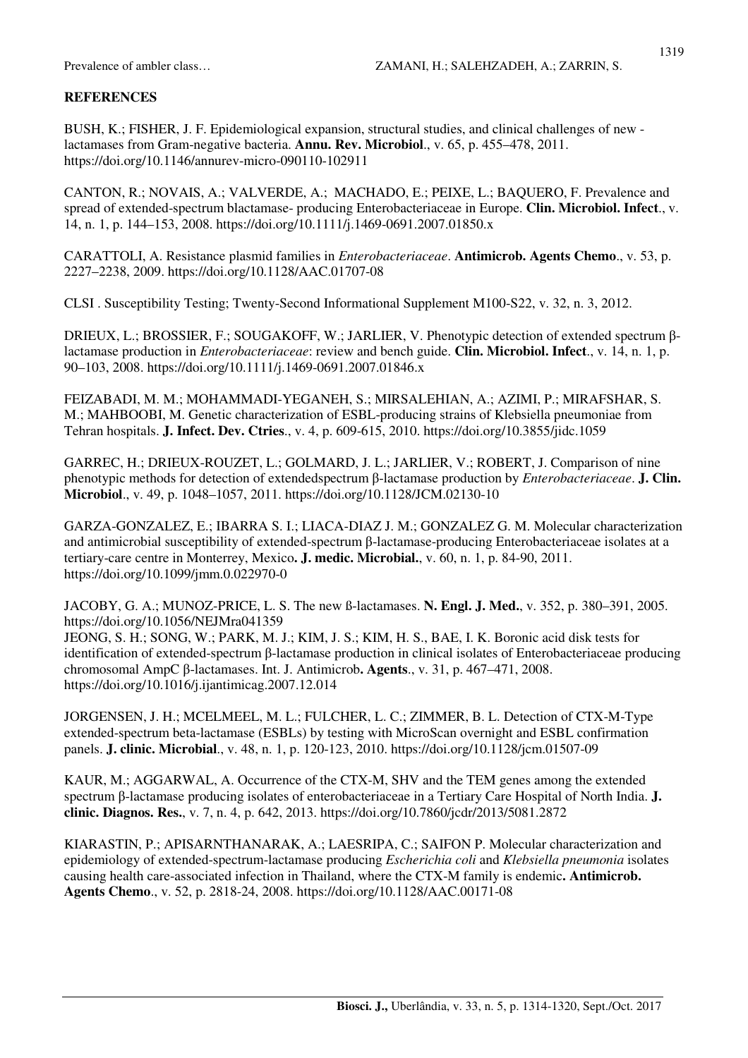## REFERENCES

BUSH, K.; FISHER, J. F. Epidemiological expansion, structural studies, and clinical challenges of new -lactamases from Gram-negative bacteria. **Annu. Rev. Microbiol**., v. 65, p. 455–478, 2011. https://doi.org/10.1146/annurev-micro-090110-102911

CANTON, R.; NOVAIS, A.; VALVERDE, A.; MACHADO, E.; PEIXE, L.; BAQUERO, F. Prevalence and spread of extended-spectrum blactamase- producing Enterobacteriaceae in Europe. **Clin. Microbiol. Infect**., v. 14, n. 1, p. 144–153, 2008. https://doi.org/10.1111/j.1469-0691.2007.01850.x

CARATTOLI, A. Resistance plasmid families in *Enterobacteriaceae*. **Antimicrob. Agents Chemo**., v. 53, p. 2227–2238, 2009. https://doi.org/10.1128/AAC.01707-08

CLSI . Susceptibility Testing; Twenty-Second Informational Supplement M100-S22, v. 32, n. 3, 2012.

DRIEUX, L.; BROSSIER, F.; SOUGAKOFF, W.; JARLIER, V. Phenotypic detection of extended spectrum β-lactamase production in *Enterobacteriaceae*: review and bench guide. **Clin. Microbiol. Infect**., v. 14, n. 1, p. 90–103, 2008. https://doi.org/10.1111/j.1469-0691.2007.01846.x

FEIZABADI, M. M.; MOHAMMADI-YEGANEH, S.; MIRSALEHIAN, A.; AZIMI, P.; MIRAFSHAR, S. M.; MAHBOOBI, M. Genetic characterization of ESBL-producing strains of Klebsiella pneumoniae from Tehran hospitals. **J. Infect. Dev. Ctries**., v. 4, p. 609-615, 2010. https://doi.org/10.3855/jidc.1059

GARREC, H.; DRIEUX-ROUZET, L.; GOLMARD, J. L.; JARLIER, V.; ROBERT, J. Comparison of nine phenotypic methods for detection of extendedspectrum β-lactamase production by *Enterobacteriaceae*. **J. Clin. Microbiol**., v. 49, p. 1048–1057, 2011. https://doi.org/10.1128/JCM.02130-10

GARZA-GONZALEZ, E.; IBARRA S. I.; LIACA-DIAZ J. M.; GONZALEZ G. M. Molecular characterization and antimicrobial susceptibility of extended-spectrum β-lactamase-producing Enterobacteriaceae isolates at a tertiary-care centre in Monterrey, Mexico**. J. medic. Microbial.**, v. 60, n. 1, p. 84-90, 2011. https://doi.org/10.1099/jmm.0.022970-0

JACOBY, G. A.; MUNOZ-PRICE, L. S. The new ß-lactamases. **N. Engl. J. Med.**, v. 352, p. 380–391, 2005. https://doi.org/10.1056/NEJMra041359

JEONG, S. H.; SONG, W.; PARK, M. J.; KIM, J. S.; KIM, H. S., BAE, I. K. Boronic acid disk tests for identification of extended-spectrum β-lactamase production in clinical isolates of Enterobacteriaceae producing chromosomal AmpC β-lactamases. Int. J. Antimicrob**. Agents**., v. 31, p. 467–471, 2008. https://doi.org/10.1016/j.ijantimicag.2007.12.014

JORGENSEN, J. H.; MCELMEEL, M. L.; FULCHER, L. C.; ZIMMER, B. L. Detection of CTX-M-Type extended-spectrum beta-lactamase (ESBLs) by testing with MicroScan overnight and ESBL confirmation panels. **J. clinic. Microbial**., v. 48, n. 1, p. 120-123, 2010. https://doi.org/10.1128/jcm.01507-09

KAUR, M.; AGGARWAL, A. Occurrence of the CTX-M, SHV and the TEM genes among the extended spectrum β-lactamase producing isolates of enterobacteriaceae in a Tertiary Care Hospital of North India. **J. clinic. Diagnos. Res.**, v. 7, n. 4, p. 642, 2013. https://doi.org/10.7860/jcdr/2013/5081.2872

KIARASTIN, P.; APISARNTHANARAK, A.; LAESRIPA, C.; SAIFON P. Molecular characterization and epidemiology of extended-spectrum-lactamase producing *Escherichia coli* and *Klebsiella pneumonia* isolates causing health care-associated infection in Thailand, where the CTX-M family is endemic**. Antimicrob. Agents Chemo**., v. 52, p. 2818-24, 2008. https://doi.org/10.1128/AAC.00171-08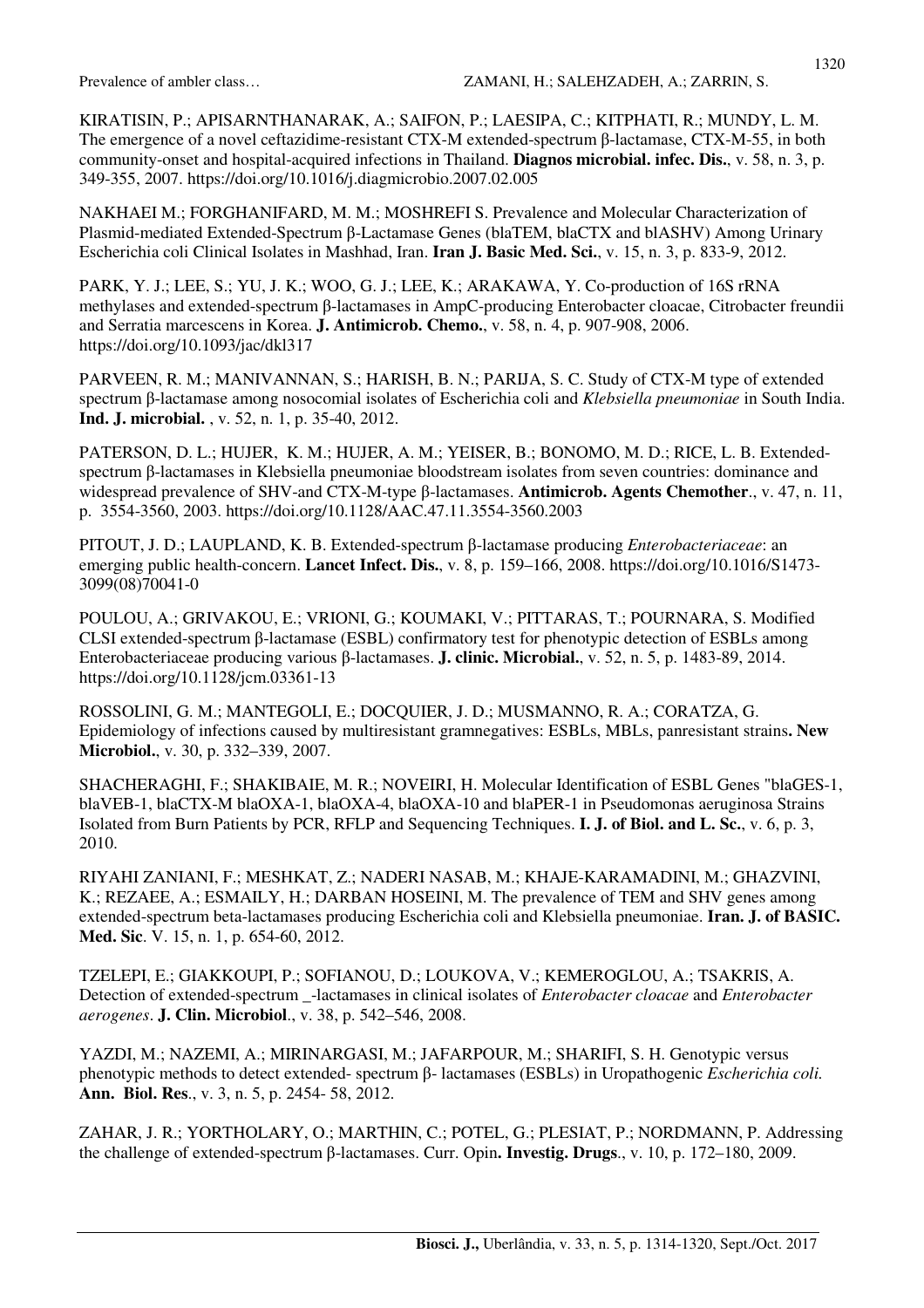KIRATISIN, P.; APISARNTHANARAK, A.; SAIFON, P.; LAESIPA, C.; KITPHATI, R.; MUNDY, L. M. The emergence of a novel ceftazidime-resistant CTX-M extended-spectrum β-lactamase, CTX-M-55, in both community-onset and hospital-acquired infections in Thailand. **Diagnos microbial. infec. Dis.**, v. 58, n. 3, p. 349-355, 2007. https://doi.org/10.1016/j.diagmicrobio.2007.02.005

NAKHAEI M.; FORGHANIFARD, M. M.; MOSHREFI S. Prevalence and Molecular Characterization of Plasmid-mediated Extended-Spectrum β-Lactamase Genes (blaTEM, blaCTX and blASHV) Among Urinary Escherichia coli Clinical Isolates in Mashhad, Iran. **Iran J. Basic Med. Sci.**, v. 15, n. 3, p. 833-9, 2012.

PARK, Y. J.; LEE, S.; YU, J. K.; WOO, G. J.; LEE, K.; ARAKAWA, Y. Co-production of 16S rRNA methylases and extended-spectrum β-lactamases in AmpC-producing Enterobacter cloacae, Citrobacter freundii and Serratia marcescens in Korea. **J. Antimicrob. Chemo.**, v. 58, n. 4, p. 907-908, 2006. https://doi.org/10.1093/jac/dkl317

PARVEEN, R. M.; MANIVANNAN, S.; HARISH, B. N.; PARIJA, S. C. Study of CTX-M type of extended spectrum β-lactamase among nosocomial isolates of Escherichia coli and *Klebsiella pneumoniae* in South India. **Ind. J. microbial.** , v. 52, n. 1, p. 35-40, 2012.

PATERSON, D. L.; HUJER, K. M.; HUJER, A. M.; YEISER, B.; BONOMO, M. D.; RICE, L. B. Extended-spectrum β-lactamases in Klebsiella pneumoniae bloodstream isolates from seven countries: dominance and widespread prevalence of SHV-and CTX-M-type β-lactamases. **Antimicrob. Agents Chemother**., v. 47, n. 11, p. 3554-3560, 2003. https://doi.org/10.1128/AAC.47.11.3554-3560.2003

PITOUT, J. D.; LAUPLAND, K. B. Extended-spectrum β-lactamase producing *Enterobacteriaceae*: an emerging public health-concern. **Lancet Infect. Dis.**, v. 8, p. 159–166, 2008. https://doi.org/10.1016/S1473-3099(08)70041-0

POULOU, A.; GRIVAKOU, E.; VRIONI, G.; KOUMAKI, V.; PITTARAS, T.; POURNARA, S. Modified CLSI extended-spectrum β-lactamase (ESBL) confirmatory test for phenotypic detection of ESBLs among Enterobacteriaceae producing various β-lactamases. **J. clinic. Microbial.**, v. 52, n. 5, p. 1483-89, 2014. https://doi.org/10.1128/jcm.03361-13

ROSSOLINI, G. M.; MANTEGOLI, E.; DOCQUIER, J. D.; MUSMANNO, R. A.; CORATZA, G. Epidemiology of infections caused by multiresistant gramnegatives: ESBLs, MBLs, panresistant strains**. New Microbiol.**, v. 30, p. 332–339, 2007.

SHACHERAGHI, F.; SHAKIBAIE, M. R.; NOVEIRI, H. Molecular Identification of ESBL Genes "blaGES-1, blaVEB-1, blaCTX-M blaOXA-1, blaOXA-4, blaOXA-10 and blaPER-1 in Pseudomonas aeruginosa Strains Isolated from Burn Patients by PCR, RFLP and Sequencing Techniques. **I. J. of Biol. and L. Sc.**, v. 6, p. 3, 2010.

RIYAHI ZANIANI, F.; MESHKAT, Z.; NADERI NASAB, M.; KHAJE-KARAMADINI, M.; GHAZVINI, K.; REZAEE, A.; ESMAILY, H.; DARBAN HOSEINI, M. The prevalence of TEM and SHV genes among extended-spectrum beta-lactamases producing Escherichia coli and Klebsiella pneumoniae. **Iran. J. of BASIC. Med. Sic**. V. 15, n. 1, p. 654-60, 2012.

TZELEPI, E.; GIAKKOUPI, P.; SOFIANOU, D.; LOUKOVA, V.; KEMEROGLOU, A.; TSAKRIS, A. Detection of extended-spectrum _-lactamases in clinical isolates of *Enterobacter cloacae* and *Enterobacter aerogenes*. **J. Clin. Microbiol**., v. 38, p. 542–546, 2008.

YAZDI, M.; NAZEMI, A.; MIRINARGASI, M.; JAFARPOUR, M.; SHARIFI, S. H. Genotypic versus phenotypic methods to detect extended- spectrum β- lactamases (ESBLs) in Uropathogenic *Escherichia coli.* **Ann. Biol. Res**., v. 3, n. 5, p. 2454- 58, 2012.

ZAHAR, J. R.; YORTHOLARY, O.; MARTHIN, C.; POTEL, G.; PLESIAT, P.; NORDMANN, P. Addressing the challenge of extended-spectrum β-lactamases. Curr. Opin**. Investig. Drugs**., v. 10, p. 172–180, 2009.